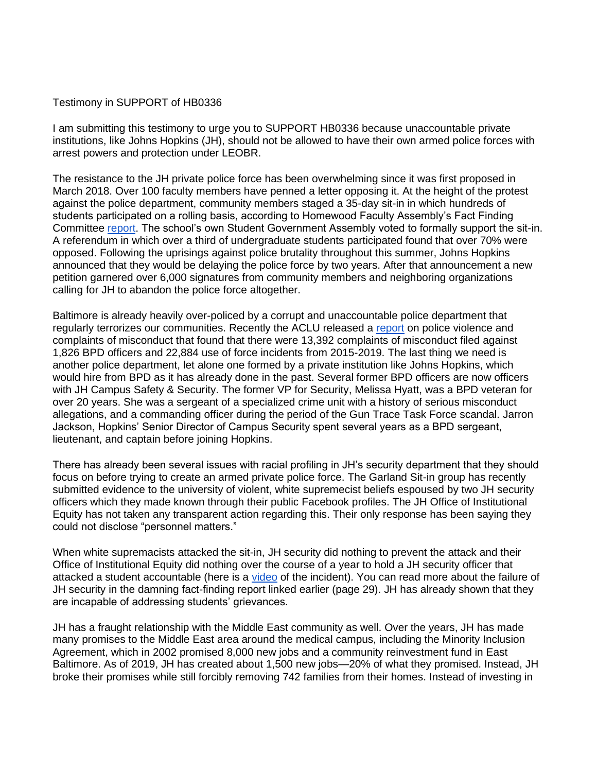Testimony in SUPPORT of HB0336

I am submitting this testimony to urge you to SUPPORT HB0336 because unaccountable private institutions, like Johns Hopkins (JH), should not be allowed to have their own armed police forces with arrest powers and protection under LEOBR.

The resistance to the JH private police force has been overwhelming since it was first proposed in March 2018. Over 100 faculty members have penned a letter opposing it. At the height of the protest against the police department, community members staged a 35-day sit-in in which hundreds of students participated on a rolling basis, according to Homewood Faculty Assembly's Fact Finding Committee report. The school's own Student Government Assembly voted to formally support the sit-in. A referendum in which over a third of undergraduate students participated found that over 70% were opposed. Following the uprisings against police brutality throughout this summer, Johns Hopkins announced that they would be delaying the police force by two years. After that announcement a new petition garnered over 6,000 signatures from community members and neighboring organizations calling for JH to abandon the police force altogether.

Baltimore is already heavily over-policed by a corrupt and unaccountable police department that regularly terrorizes our communities. Recently the ACLU released a report on police violence and complaints of misconduct that found that there were 13,392 complaints of misconduct filed against 1,826 BPD officers and 22,884 use of force incidents from 2015-2019. The last thing we need is another police department, let alone one formed by a private institution like Johns Hopkins, which would hire from BPD as it has already done in the past. Several former BPD officers are now officers with JH Campus Safety & Security. The former VP for Security, Melissa Hyatt, was a BPD veteran for over 20 years. She was a sergeant of a specialized crime unit with a history of serious misconduct allegations, and a commanding officer during the period of the Gun Trace Task Force scandal. Jarron Jackson, Hopkins' Senior Director of Campus Security spent several years as a BPD sergeant, lieutenant, and captain before joining Hopkins.

There has already been several issues with racial profiling in JH's security department that they should focus on before trying to create an armed private police force. The Garland Sit-in group has recently submitted evidence to the university of violent, white supremecist beliefs espoused by two JH security officers which they made known through their public Facebook profiles. The JH Office of Institutional Equity has not taken any transparent action regarding this. Their only response has been saying they could not disclose "personnel matters."

When white supremacists attacked the sit-in, JH security did nothing to prevent the attack and their Office of Institutional Equity did nothing over the course of a year to hold a JH security officer that attacked a student accountable (here is a video of the incident). You can read more about the failure of JH security in the damning fact-finding report linked earlier (page 29). JH has already shown that they are incapable of addressing students' grievances.

JH has a fraught relationship with the Middle East community as well. Over the years, JH has made many promises to the Middle East area around the medical campus, including the Minority Inclusion Agreement, which in 2002 promised 8,000 new jobs and a community reinvestment fund in East Baltimore. As of 2019, JH has created about 1,500 new jobs—20% of what they promised. Instead, JH broke their promises while still forcibly removing 742 families from their homes. Instead of investing in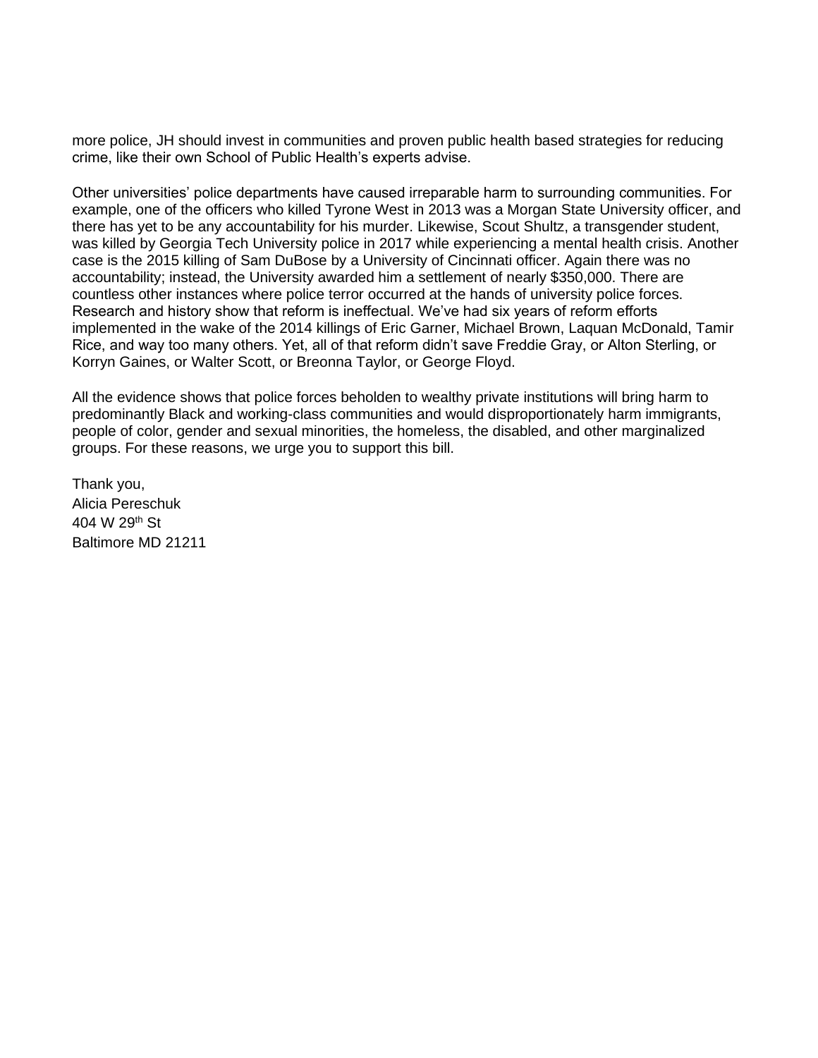more police, JH should invest in communities and proven public health based strategies for reducing crime, like their own School of Public Health's experts advise.

Other universities' police departments have caused irreparable harm to surrounding communities. For example, one of the officers who killed Tyrone West in 2013 was a Morgan State University officer, and there has yet to be any accountability for his murder. Likewise, Scout Shultz, a transgender student, was killed by Georgia Tech University police in 2017 while experiencing a mental health crisis. Another case is the 2015 killing of Sam DuBose by a University of Cincinnati officer. Again there was no accountability; instead, the University awarded him a settlement of nearly $350,000. There are countless other instances where police terror occurred at the hands of university police forces. Research and history show that reform is ineffectual. We've had six years of reform efforts implemented in the wake of the 2014 killings of Eric Garner, Michael Brown, Laquan McDonald, Tamir Rice, and way too many others. Yet, all of that reform didn't save Freddie Gray, or Alton Sterling, or Korryn Gaines, or Walter Scott, or Breonna Taylor, or George Floyd.

All the evidence shows that police forces beholden to wealthy private institutions will bring harm to predominantly Black and working-class communities and would disproportionately harm immigrants, people of color, gender and sexual minorities, the homeless, the disabled, and other marginalized groups. For these reasons, we urge you to support this bill.

Thank you,
Alicia Pereschuk
404 W 29th St
Baltimore MD 21211